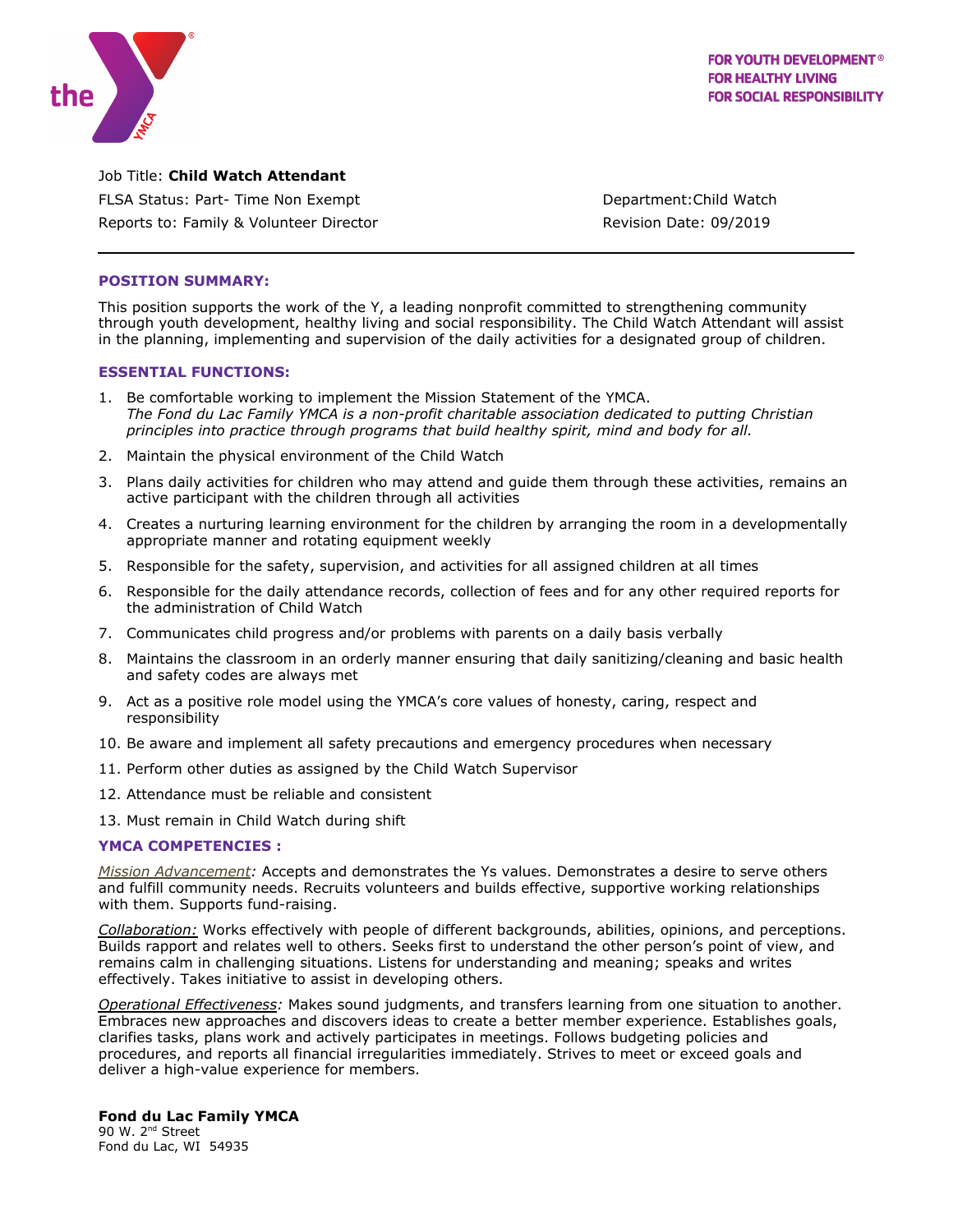FOR YOUTH DEVELOPMENT®
FOR HEALTHY LIVING
FOR SOCIAL RESPONSIBILITY

Job Title: **Child Watch Attendant**

FLSA Status: Part- Time Non Exempt

Department: Child Watch

Reports to: Family & Volunteer Director

Revision Date: 09/2019

---

## POSITION SUMMARY:

This position supports the work of the Y, a leading nonprofit committed to strengthening community through youth development, healthy living and social responsibility. The Child Watch Attendant will assist in the planning, implementing and supervision of the daily activities for a designated group of children.

## ESSENTIAL FUNCTIONS:

1. Be comfortable working to implement the Mission Statement of the YMCA.
   *The Fond du Lac Family YMCA is a non-profit charitable association dedicated to putting Christian principles into practice through programs that build healthy spirit, mind and body for all.*
2. Maintain the physical environment of the Child Watch
3. Plans daily activities for children who may attend and guide them through these activities, remains an active participant with the children through all activities
4. Creates a nurturing learning environment for the children by arranging the room in a developmentally appropriate manner and rotating equipment weekly
5. Responsible for the safety, supervision, and activities for all assigned children at all times
6. Responsible for the daily attendance records, collection of fees and for any other required reports for the administration of Child Watch
7. Communicates child progress and/or problems with parents on a daily basis verbally
8. Maintains the classroom in an orderly manner ensuring that daily sanitizing/cleaning and basic health and safety codes are always met
9. Act as a positive role model using the YMCA's core values of honesty, caring, respect and responsibility
10. Be aware and implement all safety precautions and emergency procedures when necessary
11. Perform other duties as assigned by the Child Watch Supervisor
12. Attendance must be reliable and consistent
13. Must remain in Child Watch during shift

## YMCA COMPETENCIES :

*Mission Advancement:* Accepts and demonstrates the Ys values. Demonstrates a desire to serve others and fulfill community needs. Recruits volunteers and builds effective, supportive working relationships with them. Supports fund-raising.

*Collaboration:* Works effectively with people of different backgrounds, abilities, opinions, and perceptions. Builds rapport and relates well to others. Seeks first to understand the other person's point of view, and remains calm in challenging situations. Listens for understanding and meaning; speaks and writes effectively. Takes initiative to assist in developing others.

*Operational Effectiveness:* Makes sound judgments, and transfers learning from one situation to another. Embraces new approaches and discovers ideas to create a better member experience. Establishes goals, clarifies tasks, plans work and actively participates in meetings. Follows budgeting policies and procedures, and reports all financial irregularities immediately. Strives to meet or exceed goals and deliver a high-value experience for members.

**Fond du Lac Family YMCA**
90 W. 2nd Street
Fond du Lac, WI 54935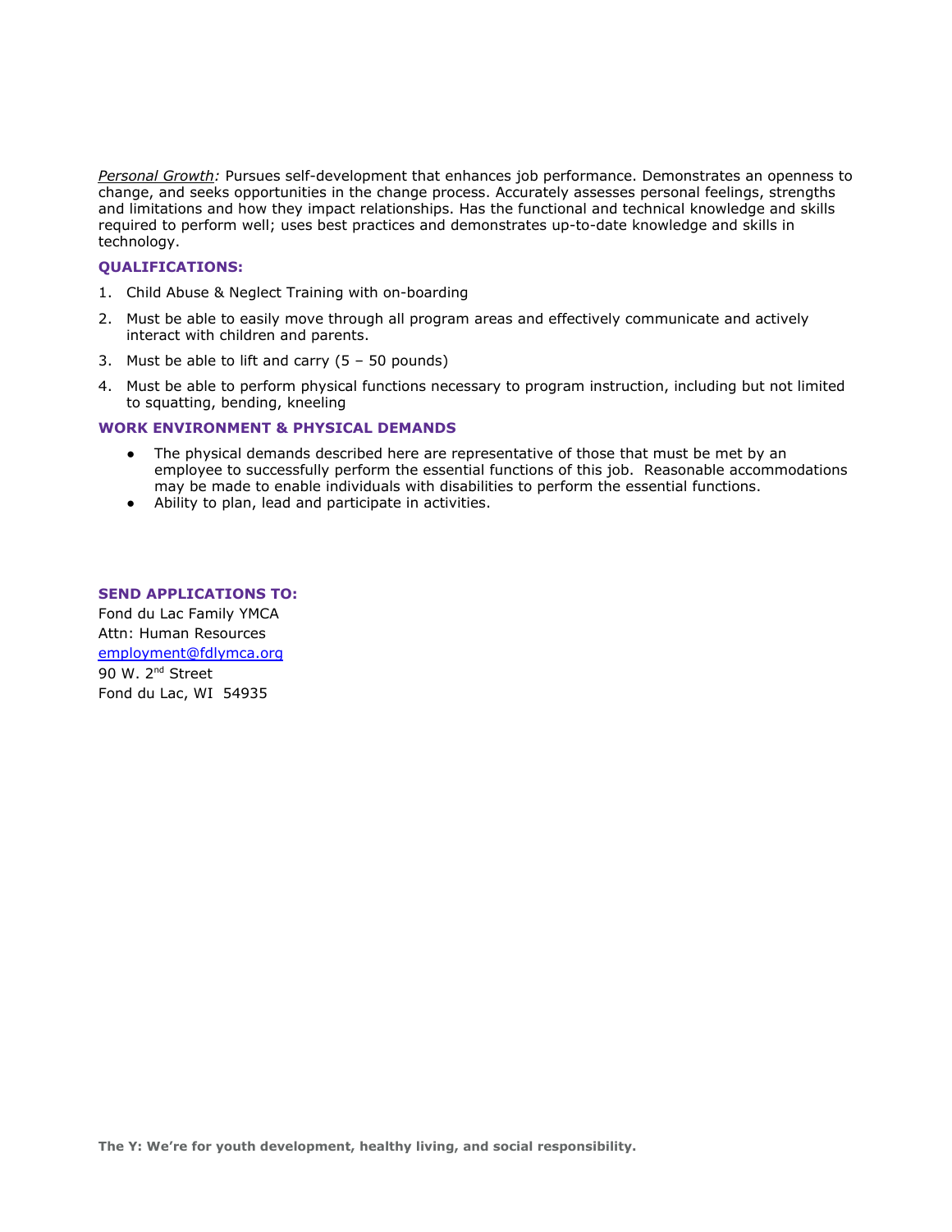*Personal Growth:* Pursues self-development that enhances job performance. Demonstrates an openness to change, and seeks opportunities in the change process. Accurately assesses personal feelings, strengths and limitations and how they impact relationships. Has the functional and technical knowledge and skills required to perform well; uses best practices and demonstrates up-to-date knowledge and skills in technology.

**QUALIFICATIONS:**

1. Child Abuse & Neglect Training with on-boarding
2. Must be able to easily move through all program areas and effectively communicate and actively interact with children and parents.
3. Must be able to lift and carry (5 – 50 pounds)
4. Must be able to perform physical functions necessary to program instruction, including but not limited to squatting, bending, kneeling

**WORK ENVIRONMENT & PHYSICAL DEMANDS**

- The physical demands described here are representative of those that must be met by an employee to successfully perform the essential functions of this job. Reasonable accommodations may be made to enable individuals with disabilities to perform the essential functions.
- Ability to plan, lead and participate in activities.

**SEND APPLICATIONS TO:**

Fond du Lac Family YMCA
Attn: Human Resources
employment@fdlymca.org
90 W. 2nd Street
Fond du Lac, WI 54935

**The Y: We're for youth development, healthy living, and social responsibility.**